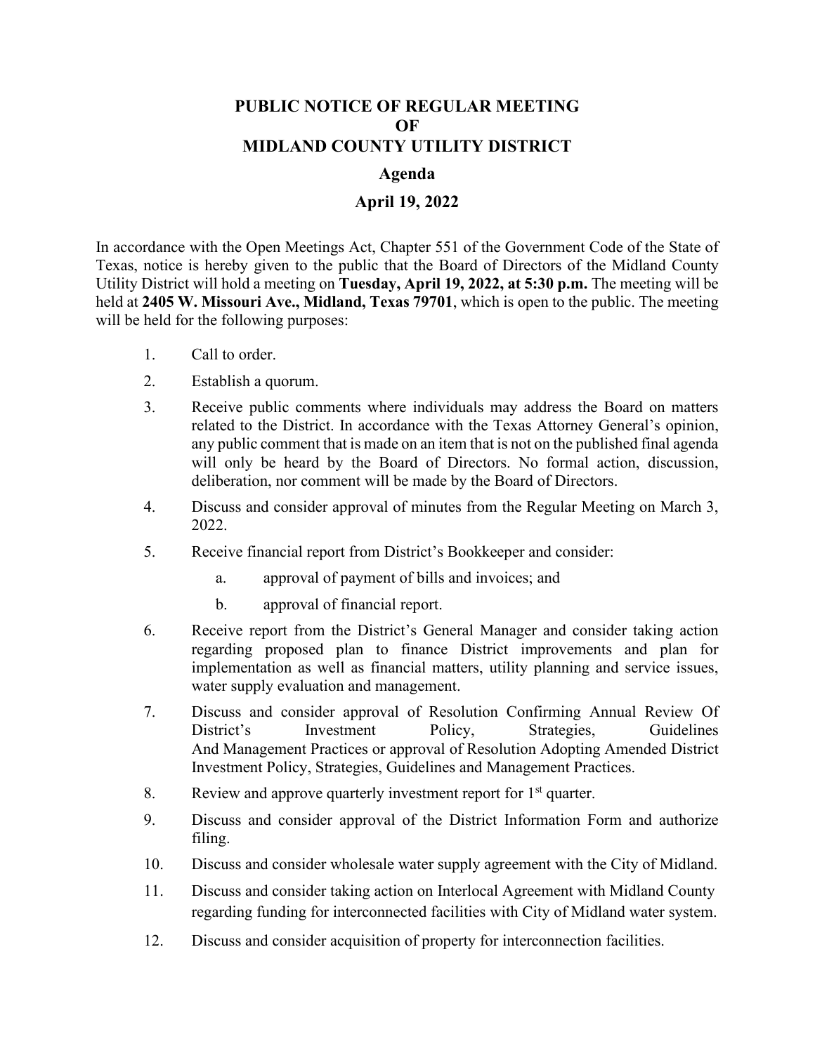# PUBLIC NOTICE OF REGULAR MEETING
# OF
# MIDLAND COUNTY UTILITY DISTRICT

## Agenda

## April 19, 2022

In accordance with the Open Meetings Act, Chapter 551 of the Government Code of the State of Texas, notice is hereby given to the public that the Board of Directors of the Midland County Utility District will hold a meeting on **Tuesday, April 19, 2022, at 5:30 p.m.** The meeting will be held at **2405 W. Missouri Ave., Midland, Texas 79701**, which is open to the public. The meeting will be held for the following purposes:

1. Call to order.
2. Establish a quorum.
3. Receive public comments where individuals may address the Board on matters related to the District. In accordance with the Texas Attorney General's opinion, any public comment that is made on an item that is not on the published final agenda will only be heard by the Board of Directors. No formal action, discussion, deliberation, nor comment will be made by the Board of Directors.
4. Discuss and consider approval of minutes from the Regular Meeting on March 3, 2022.
5. Receive financial report from District's Bookkeeper and consider:
    a. approval of payment of bills and invoices; and
    b. approval of financial report.
6. Receive report from the District's General Manager and consider taking action regarding proposed plan to finance District improvements and plan for implementation as well as financial matters, utility planning and service issues, water supply evaluation and management.
7. Discuss and consider approval of Resolution Confirming Annual Review Of District's Investment Policy, Strategies, Guidelines And Management Practices or approval of Resolution Adopting Amended District Investment Policy, Strategies, Guidelines and Management Practices.
8. Review and approve quarterly investment report for 1st quarter.
9. Discuss and consider approval of the District Information Form and authorize filing.
10. Discuss and consider wholesale water supply agreement with the City of Midland.
11. Discuss and consider taking action on Interlocal Agreement with Midland County regarding funding for interconnected facilities with City of Midland water system.
12. Discuss and consider acquisition of property for interconnection facilities.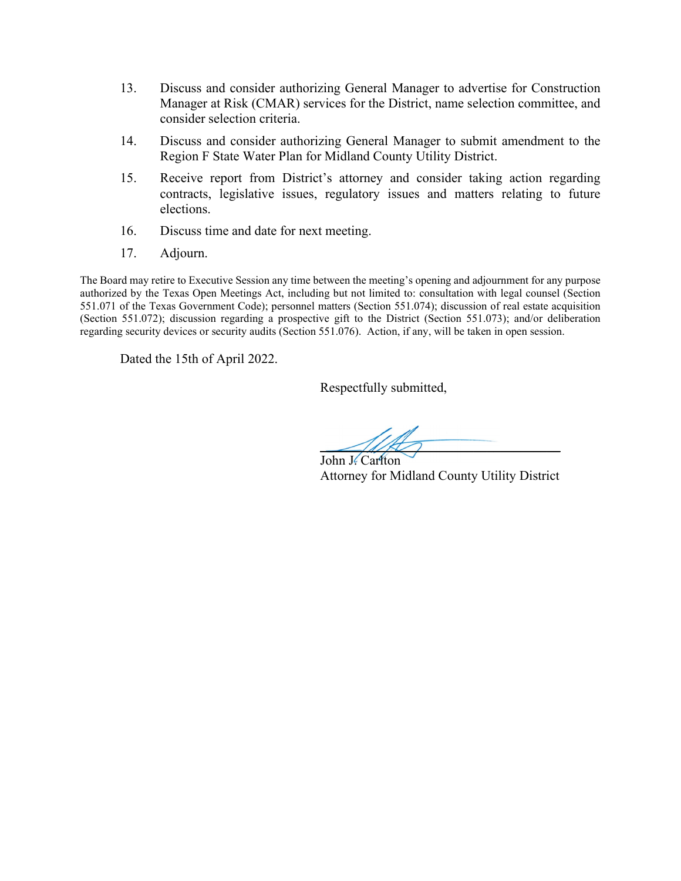13. Discuss and consider authorizing General Manager to advertise for Construction Manager at Risk (CMAR) services for the District, name selection committee, and consider selection criteria.

14. Discuss and consider authorizing General Manager to submit amendment to the Region F State Water Plan for Midland County Utility District.

15. Receive report from District's attorney and consider taking action regarding contracts, legislative issues, regulatory issues and matters relating to future elections.

16. Discuss time and date for next meeting.

17. Adjourn.

The Board may retire to Executive Session any time between the meeting's opening and adjournment for any purpose authorized by the Texas Open Meetings Act, including but not limited to: consultation with legal counsel (Section 551.071 of the Texas Government Code); personnel matters (Section 551.074); discussion of real estate acquisition (Section 551.072); discussion regarding a prospective gift to the District (Section 551.073); and/or deliberation regarding security devices or security audits (Section 551.076). Action, if any, will be taken in open session.

Dated the 15th of April 2022.

Respectfully submitted,

John J. Carlton
Attorney for Midland County Utility District